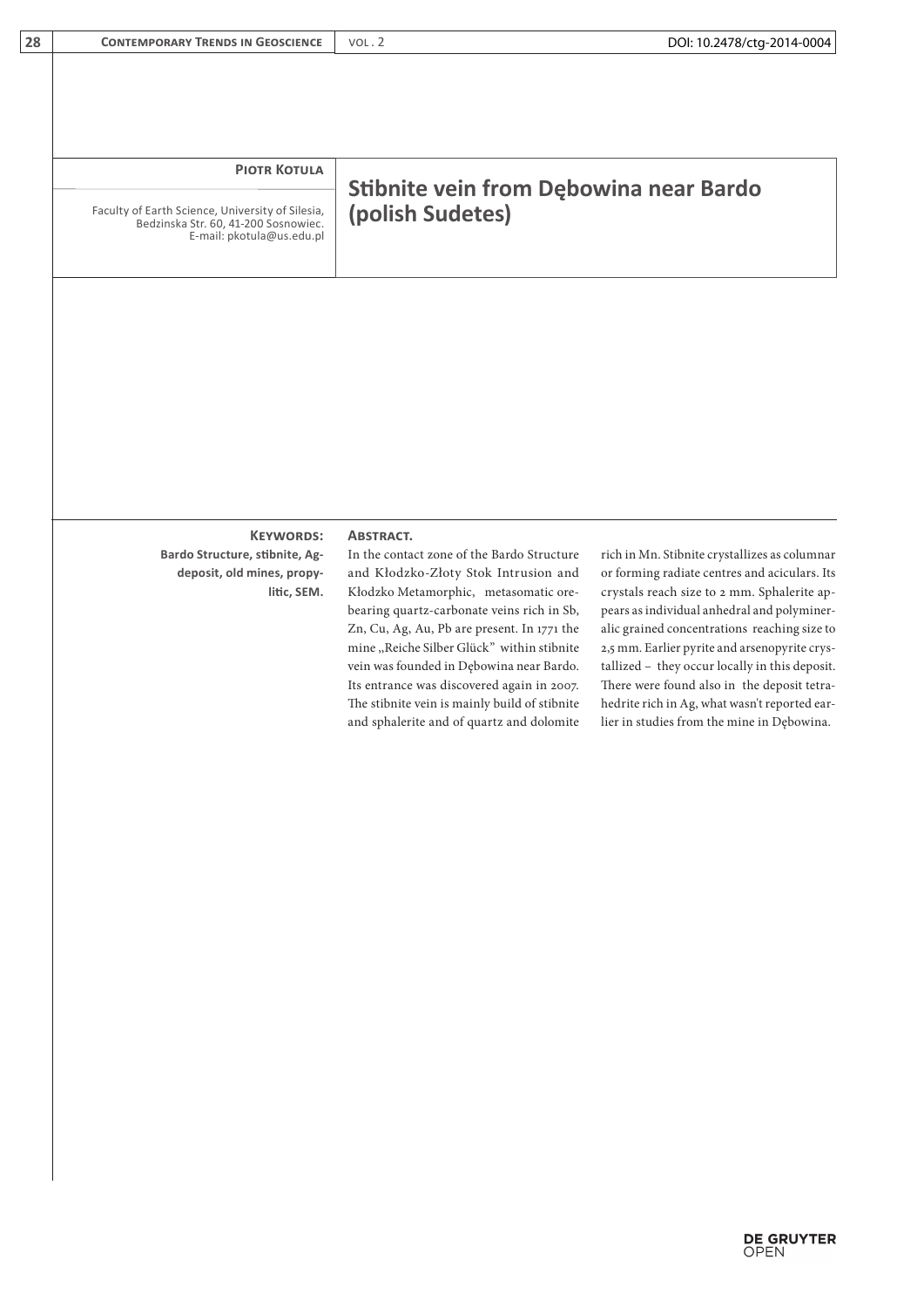**Piotr Kotula**

Faculty of Earth Science, University of Silesia, Bedzinska Str. 60, 41-200 Sosnowiec.
E-mail: pkotula@us.edu.pl

# Stibnite vein from Dębowina near Bardo (polish Sudetes)

**Keywords:** Bardo Structure, stibnite, Ag-deposit, old mines, propylitic, SEM.

**Abstract.**

In the contact zone of the Bardo Structure and Kłodzko-Złoty Stok Intrusion and Kłodzko Metamorphic, metasomatic ore-bearing quartz-carbonate veins rich in Sb, Zn, Cu, Ag, Au, Pb are present. In 1771 the mine „Reiche Silber Glück" within stibnite vein was founded in Dębowina near Bardo. Its entrance was discovered again in 2007. The stibnite vein is mainly build of stibnite and sphalerite and of quartz and dolomite rich in Mn. Stibnite crystallizes as columnar or forming radiate centres and aciculars. Its crystals reach size to 2 mm. Sphalerite appears as individual anhedral and polymineralic grained concentrations reaching size to 2,5 mm. Earlier pyrite and arsenopyrite crystallized – they occur locally in this deposit. There were found also in the deposit tetrahedrite rich in Ag, what wasn't reported earlier in studies from the mine in Dębowina.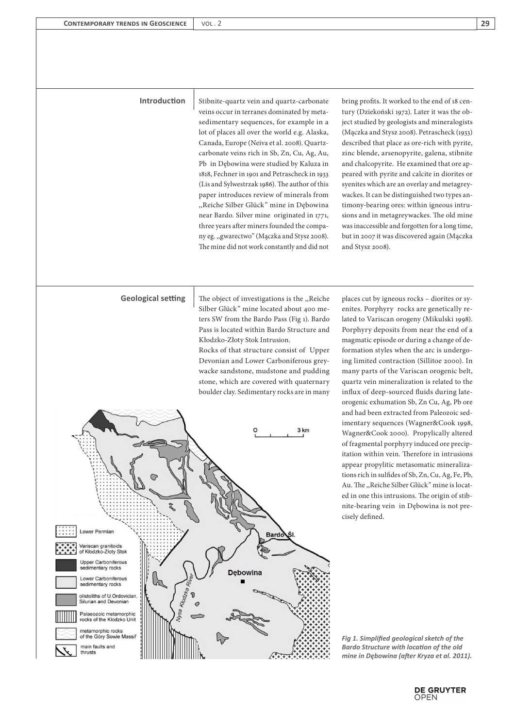## Introduction

Stibnite-quartz vein and quartz-carbonate veins occur in terranes dominated by metasedimentary sequences, for example in a lot of places all over the world e.g. Alaska, Canada, Europe (Neiva et al. 2008). Quartz-carbonate veins rich in Sb, Zn, Cu, Ag, Au, Pb in Dębowina were studied by Kaluza in 1818, Fechner in 1901 and Petrascheck in 1933 (Lis and Sylwestrzak 1986). The author of this paper introduces review of minerals from „Reiche Silber Glück" mine in Dębowina near Bardo. Silver mine originated in 1771, three years after miners founded the company eg. „gwarectwo" (Mączka and Stysz 2008). The mine did not work constantly and did not bring profits. It worked to the end of 18 century (Dziekoński 1972). Later it was the object studied by geologists and mineralogists (Mączka and Stysz 2008). Petrascheck (1933) described that place as ore-rich with pyrite, zinc blende, arsenopyrite, galena, stibnite and chalcopyrite. He examined that ore appeared with pyrite and calcite in diorites or syenites which are an overlay and metagreywackes. It can be distinguished two types antimony-bearing ores: within igneous intrusions and in metagreywackes. The old mine was inaccessible and forgotten for a long time, but in 2007 it was discovered again (Mączka and Stysz 2008).

## Geological setting

The object of investigations is the „Reiche Silber Glück" mine located about 400 meters SW from the Bardo Pass (Fig 1). Bardo Pass is located within Bardo Structure and Kłodzko-Złoty Stok Intrusion.

Rocks of that structure consist of Upper Devonian and Lower Carboniferous greywacke sandstone, mudstone and pudding stone, which are covered with quaternary boulder clay. Sedimentary rocks are in many places cut by igneous rocks – diorites or syenites. Porphyry rocks are genetically related to Variscan orogeny (Mikulski 1998). Porphyry deposits from near the end of a magmatic episode or during a change of deformation styles when the arc is undergoing limited contraction (Sillitoe 2000). In many parts of the Variscan orogenic belt, quartz vein mineralization is related to the influx of deep-sourced fluids during late-orogenic exhumation Sb, Zn Cu, Ag, Pb ore and had been extracted from Paleozoic sedimentary sequences (Wagner&Cook 1998, Wagner&Cook 2000). Propylically altered of fragmental porphyry induced ore precipitation within vein. Therefore in intrusions appear propylitic metasomatic mineralizations rich in sulfides of Sb, Zn, Cu, Ag, Fe, Pb, Au. The „Reiche Silber Glück" mine is located in one this intrusions. The origin of stibnite-bearing vein in Dębowina is not precisely defined.

*Fig 1. Simplified geological sketch of the Bardo Structure with location of the old mine in Dębowina (after Kryza et al. 2011).*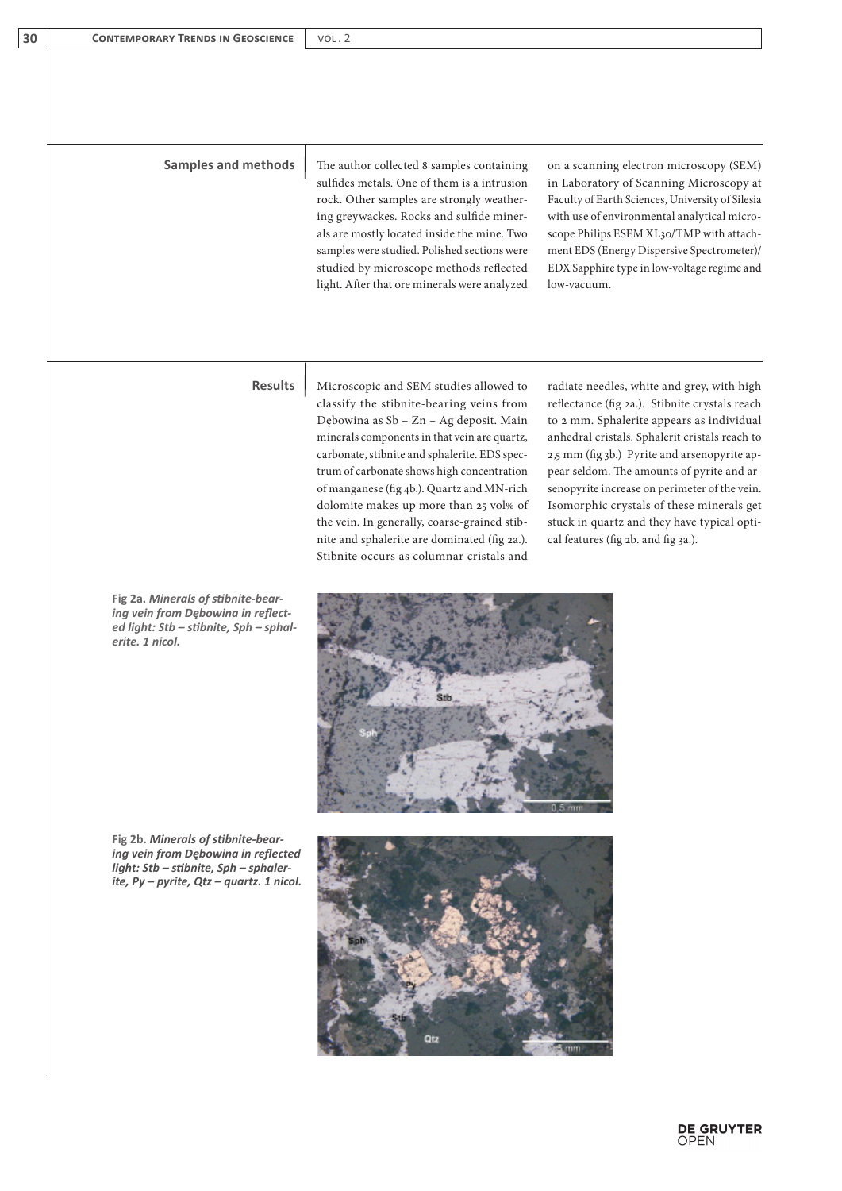## Samples and methods

The author collected 8 samples containing sulfides metals. One of them is a intrusion rock. Other samples are strongly weathering greywackes. Rocks and sulfide minerals are mostly located inside the mine. Two samples were studied. Polished sections were studied by microscope methods reflected light. After that ore minerals were analyzed on a scanning electron microscopy (SEM) in Laboratory of Scanning Microscopy at Faculty of Earth Sciences, University of Silesia with use of environmental analytical microscope Philips ESEM XL30/TMP with attachment EDS (Energy Dispersive Spectrometer)/ EDX Sapphire type in low-voltage regime and low-vacuum.

## Results

Microscopic and SEM studies allowed to classify the stibnite-bearing veins from Dębowina as Sb – Zn – Ag deposit. Main minerals components in that vein are quartz, carbonate, stibnite and sphalerite. EDS spectrum of carbonate shows high concentration of manganese (fig 4b.). Quartz and MN-rich dolomite makes up more than 25 vol% of the vein. In generally, coarse-grained stibnite and sphalerite are dominated (fig 2a.). Stibnite occurs as columnar cristals and radiate needles, white and grey, with high reflectance (fig 2a.). Stibnite crystals reach to 2 mm. Sphalerite appears as individual anhedral cristals. Sphalerit cristals reach to 2,5 mm (fig 3b.) Pyrite and arsenopyrite appear seldom. The amounts of pyrite and arsenopyrite increase on perimeter of the vein. Isomorphic crystals of these minerals get stuck in quartz and they have typical optical features (fig 2b. and fig 3a.).

**Fig 2a.** ***Minerals of stibnite-bearing vein from Dębowina in reflected light: Stb – stibnite, Sph – sphalerite. 1 nicol.***

**Fig 2b.** ***Minerals of stibnite-bearing vein from Dębowina in reflected light: Stb – stibnite, Sph – sphalerite, Py – pyrite, Qtz – quartz. 1 nicol.***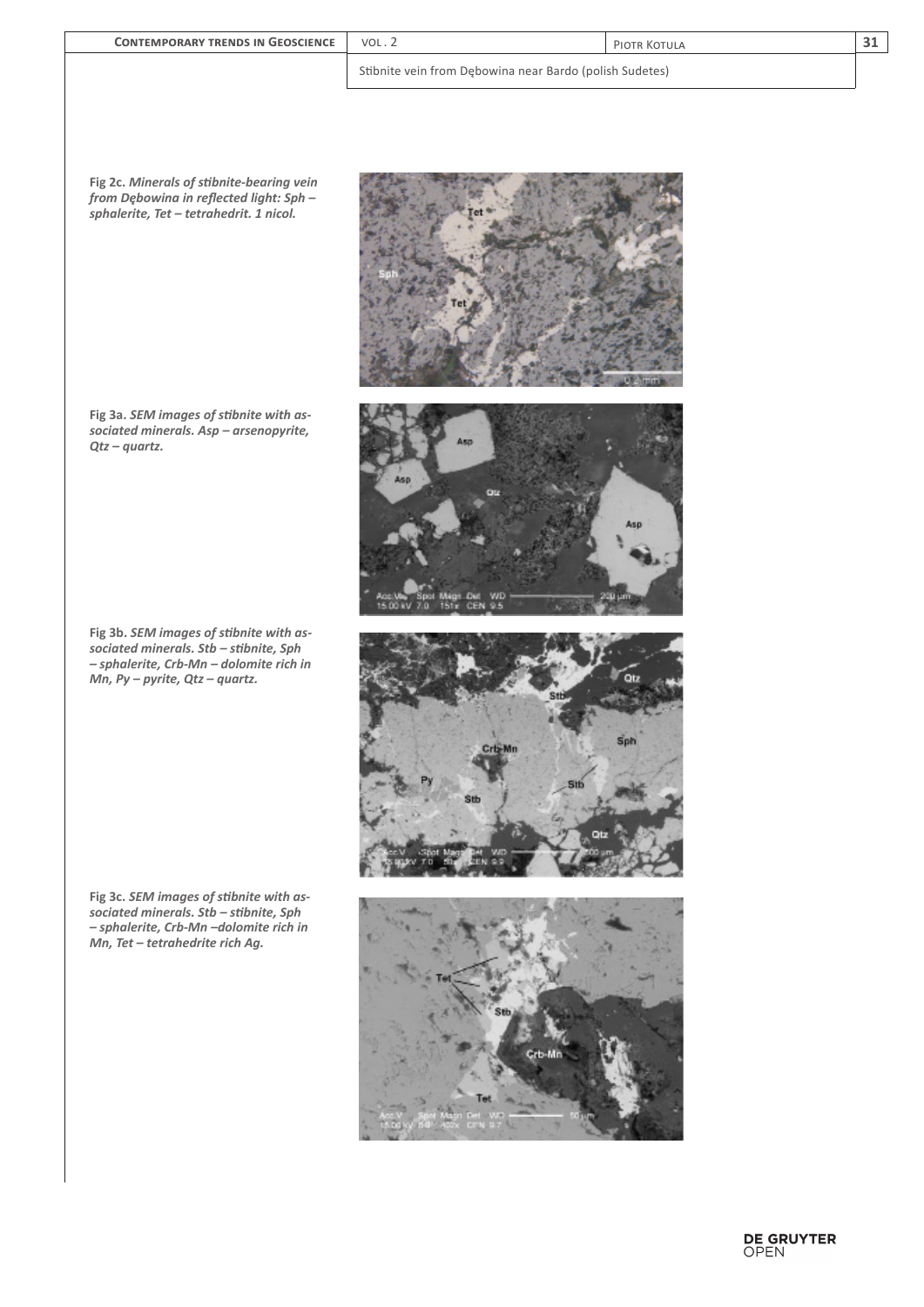**Fig 2c.** *Minerals of stibnite-bearing vein from Dębowina in reflected light: Sph – sphalerite, Tet – tetrahedrit. 1 nicol.*

**Fig 3a.** *SEM images of stibnite with associated minerals. Asp – arsenopyrite, Qtz – quartz.*

**Fig 3b.** *SEM images of stibnite with associated minerals. Stb – stibnite, Sph – sphalerite, Crb-Mn – dolomite rich in Mn, Py – pyrite, Qtz – quartz.*

**Fig 3c.** *SEM images of stibnite with associated minerals. Stb – stibnite, Sph – sphalerite, Crb-Mn –dolomite rich in Mn, Tet – tetrahedrite rich Ag.*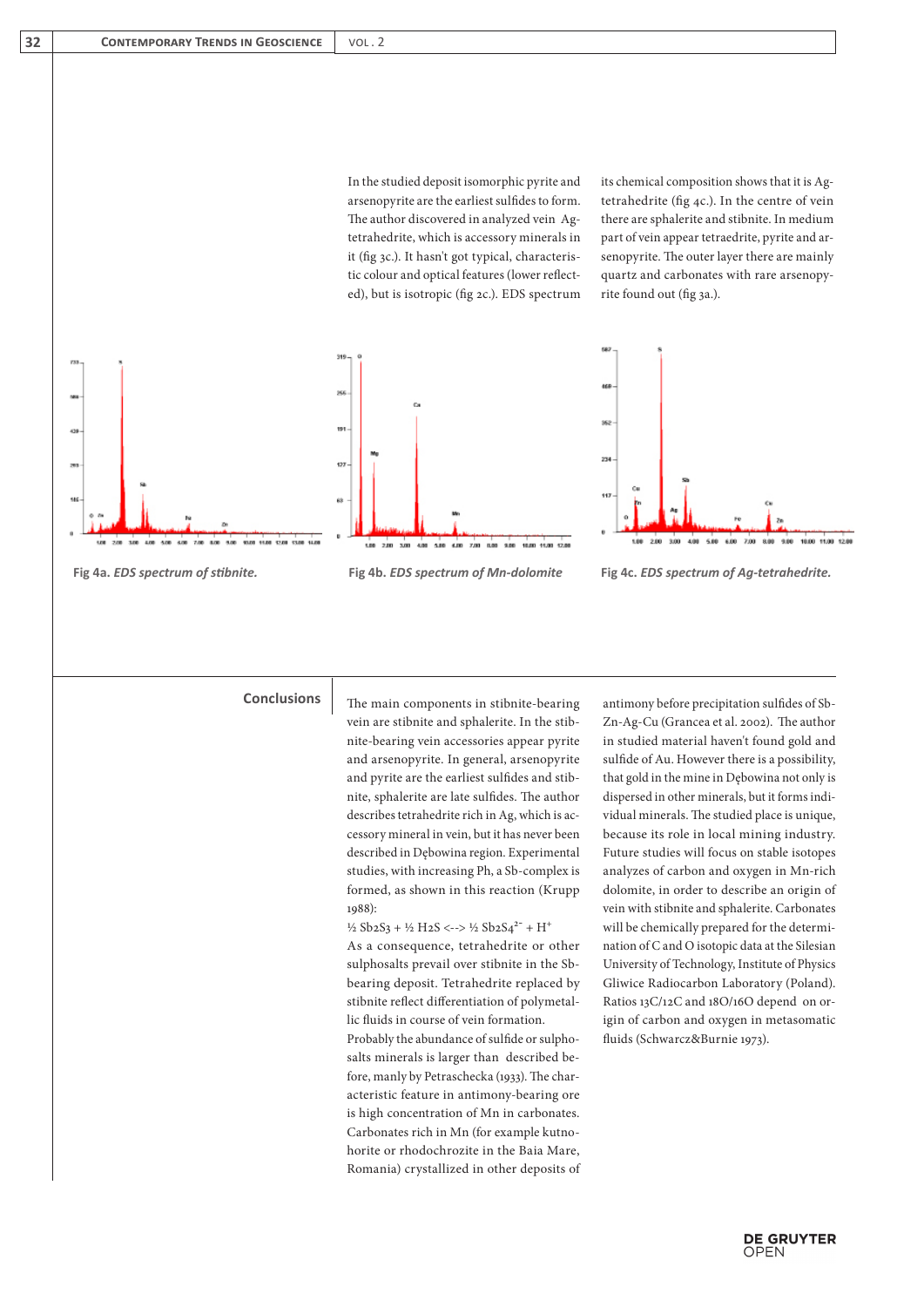In the studied deposit isomorphic pyrite and arsenopyrite are the earliest sulfides to form. The author discovered in analyzed vein Ag-tetrahedrite, which is accessory minerals in it (fig 3c.). It hasn't got typical, characteristic colour and optical features (lower reflected), but is isotropic (fig 2c.). EDS spectrum its chemical composition shows that it is Ag-tetrahedrite (fig 4c.). In the centre of vein there are sphalerite and stibnite. In medium part of vein appear tetraedrite, pyrite and arsenopyrite. The outer layer there are mainly quartz and carbonates with rare arsenopyrite found out (fig 3a.).

**Fig 4a.** *EDS spectrum of stibnite.*

**Fig 4b.** *EDS spectrum of Mn-dolomite*

**Fig 4c.** *EDS spectrum of Ag-tetrahedrite.*

## Conclusions

The main components in stibnite-bearing vein are stibnite and sphalerite. In the stibnite-bearing vein accessories appear pyrite and arsenopyrite. In general, arsenopyrite and pyrite are the earliest sulfides and stibnite, sphalerite are late sulfides. The author describes tetrahedrite rich in Ag, which is accessory mineral in vein, but it has never been described in Dębowina region. Experimental studies, with increasing Ph, a Sb-complex is formed, as shown in this reaction (Krupp 1988):

$$\frac{1}{2} Sb_2S_3 + \frac{1}{2} H_2S \longleftrightarrow \frac{1}{2} Sb_2S_4^{2-} + H^+$$

As a consequence, tetrahedrite or other sulphosalts prevail over stibnite in the Sb-bearing deposit. Tetrahedrite replaced by stibnite reflect differentiation of polymetallic fluids in course of vein formation.

Probably the abundance of sulfide or sulphosalts minerals is larger than described before, manly by Petraschecka (1933). The characteristic feature in antimony-bearing ore is high concentration of Mn in carbonates. Carbonates rich in Mn (for example kutnohorite or rhodochrozite in the Baia Mare, Romania) crystallized in other deposits of antimony before precipitation sulfides of Sb-Zn-Ag-Cu (Grancea et al. 2002). The author in studied material haven't found gold and sulfide of Au. However there is a possibility, that gold in the mine in Dębowina not only is dispersed in other minerals, but it forms individual minerals. The studied place is unique, because its role in local mining industry. Future studies will focus on stable isotopes analyzes of carbon and oxygen in Mn-rich dolomite, in order to describe an origin of vein with stibnite and sphalerite. Carbonates will be chemically prepared for the determination of C and O isotopic data at the Silesian University of Technology, Institute of Physics Gliwice Radiocarbon Laboratory (Poland). Ratios 13C/12C and 18O/16O depend on origin of carbon and oxygen in metasomatic fluids (Schwarcz&Burnie 1973).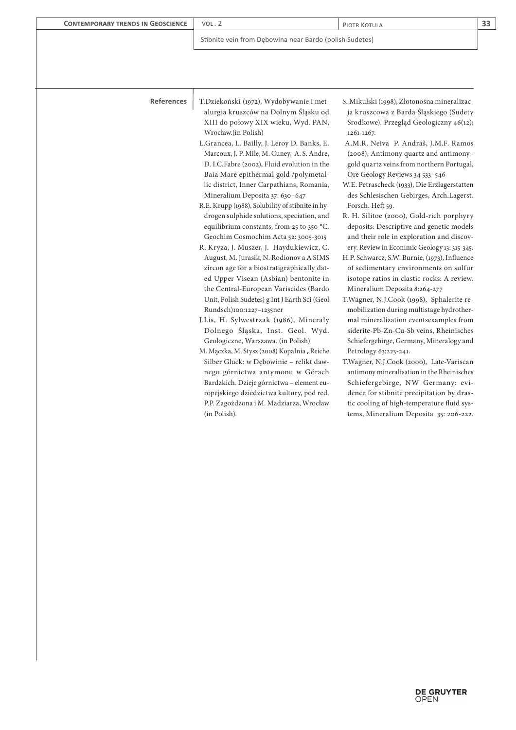## References

T.Dziekoński (1972), Wydobywanie i metalurgia kruszców na Dolnym Śląsku od XIII do połowy XIX wieku, Wyd. PAN, Wrocław.(in Polish)

L.Grancea, L. Bailly, J. Leroy D. Banks, E. Marcoux, J. P. Mile, M. Cuney, A. S. Andre, D. I.C.Fabre (2002), Fluid evolution in the Baia Mare epithermal gold /polymetallic district, Inner Carpathians, Romania, Mineralium Deposita 37: 630–647

R.E. Krupp (1988), Solubility of stibnite in hydrogen sulphide solutions, speciation, and equilibrium constants, from 25 to 350 °C. Geochim Cosmochim Acta 52: 3005-3015

R. Kryza, J. Muszer, J. Haydukiewicz, C. August, M. Jurasik, N. Rodionov a A SIMS zircon age for a biostratigraphically dated Upper Visean (Asbian) bentonite in the Central-European Variscides (Bardo Unit, Polish Sudetes) g Int J Earth Sci (Geol Rundsch)100:1227–1235ner

J.Lis, H. Sylwestrzak (1986), Minerały Dolnego Śląska, Inst. Geol. Wyd. Geologiczne, Warszawa. (in Polish)

M. Mączka, M. Stysz (2008) Kopalnia „Reiche Silber Gluck: w Dębowinie – relikt dawnego górnictwa antymonu w Górach Bardzkich. Dzieje górnictwa – element europejskiego dziedzictwa kultury, pod red. P.P. Zagożdzona i M. Madziarza, Wrocław (in Polish).

S. Mikulski (1998), Złotonośna mineralizacja kruszcowa z Barda Śląskiego (Sudety Środkowe). Przegląd Geologiczny 46(12); 1261-1267.

A.M.R. Neiva P. Andráš, J.M.F. Ramos (2008), Antimony quartz and antimony–gold quartz veins from northern Portugal, Ore Geology Reviews 34 533–546

W.E. Petrascheck (1933), Die Erzlagerstatten des Schlesischen Gebirges, Arch.Lagerst. Forsch. Heft 59.

R. H. Silitoe (2000), Gold-rich porphyry deposits: Descriptive and genetic models and their role in exploration and discovery. Review in Econimic Geology 13: 315-345.

H.P. Schwarcz, S.W. Burnie, (1973), Influence of sedimentary environments on sulfur isotope ratios in clastic rocks: A review. Mineralium Deposita 8:264-277

T.Wagner, N.J.Cook (1998), Sphalerite remobilization during multistage hydrothermal mineralization eventsexamples from siderite-Pb-Zn-Cu-Sb veins, Rheinisches Schiefergebirge, Germany, Mineralogy and Petrology 63:223-241.

T.Wagner, N.J.Cook (2000), Late-Variscan antimony mineralisation in the Rheinisches Schiefergebirge, NW Germany: evidence for stibnite precipitation by drastic cooling of high-temperature fluid systems, Mineralium Deposita 35: 206-222.